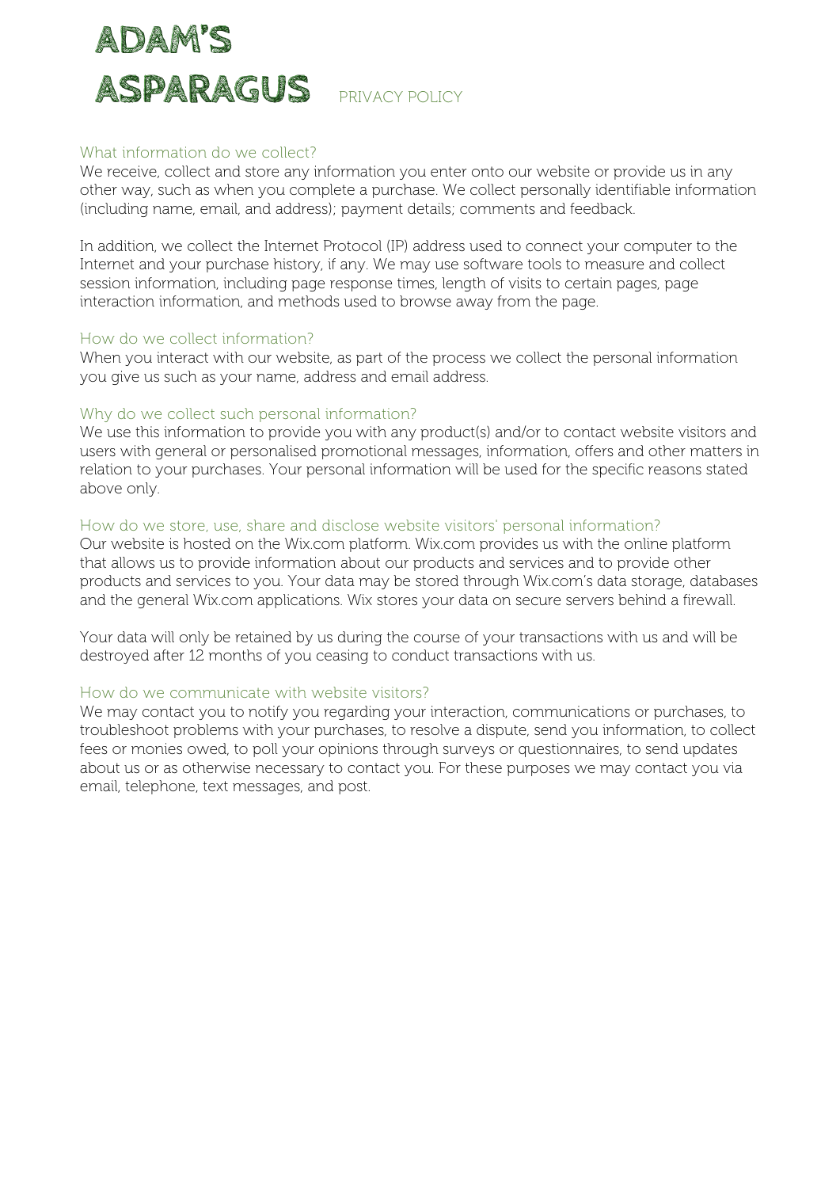# ADAM'S ASPARAGUS

PRIVACY POLICY

## What information do we collect?

We receive, collect and store any information you enter onto our website or provide us in any other way, such as when you complete a purchase. We collect personally identifiable information (including name, email, and address); payment details; comments and feedback.

In addition, we collect the Internet Protocol (IP) address used to connect your computer to the Internet and your purchase history, if any. We may use software tools to measure and collect session information, including page response times, length of visits to certain pages, page interaction information, and methods used to browse away from the page.

## How do we collect information?

When you interact with our website, as part of the process we collect the personal information you give us such as your name, address and email address.

## Why do we collect such personal information?

We use this information to provide you with any product(s) and/or to contact website visitors and users with general or personalised promotional messages, information, offers and other matters in relation to your purchases. Your personal information will be used for the specific reasons stated above only.

## How do we store, use, share and disclose website visitors' personal information?

Our website is hosted on the Wix.com platform. Wix.com provides us with the online platform that allows us to provide information about our products and services and to provide other products and services to you. Your data may be stored through Wix.com's data storage, databases and the general Wix.com applications. Wix stores your data on secure servers behind a firewall.

Your data will only be retained by us during the course of your transactions with us and will be destroyed after 12 months of you ceasing to conduct transactions with us.

## How do we communicate with website visitors?

We may contact you to notify you regarding your interaction, communications or purchases, to troubleshoot problems with your purchases, to resolve a dispute, send you information, to collect fees or monies owed, to poll your opinions through surveys or questionnaires, to send updates about us or as otherwise necessary to contact you. For these purposes we may contact you via email, telephone, text messages, and post.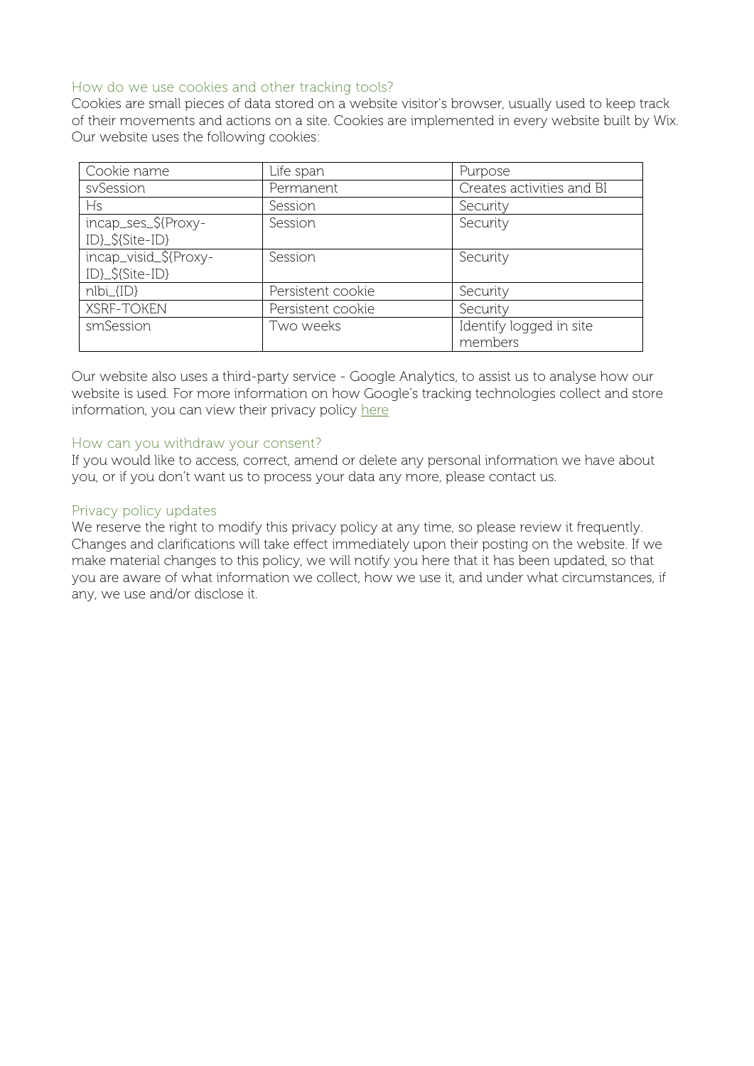### How do we use cookies and other tracking tools?

Cookies are small pieces of data stored on a website visitor's browser, usually used to keep track of their movements and actions on a site. Cookies are implemented in every website built by Wix. Our website uses the following cookies:

| Cookie name | Life span | Purpose |
|---|---|---|
| svSession | Permanent | Creates activities and BI |
| Hs | Session | Security |
| incap_ses_${Proxy-ID}_${Site-ID} | Session | Security |
| incap_visid_${Proxy-ID}_${Site-ID} | Session | Security |
| nlbi_{ID} | Persistent cookie | Security |
| XSRF-TOKEN | Persistent cookie | Security |
| smSession | Two weeks | Identify logged in site members |

Our website also uses a third-party service - Google Analytics, to assist us to analyse how our website is used. For more information on how Google's tracking technologies collect and store information, you can view their privacy policy [here]

### How can you withdraw your consent?

If you would like to access, correct, amend or delete any personal information we have about you, or if you don't want us to process your data any more, please contact us.

### Privacy policy updates

We reserve the right to modify this privacy policy at any time, so please review it frequently. Changes and clarifications will take effect immediately upon their posting on the website. If we make material changes to this policy, we will notify you here that it has been updated, so that you are aware of what information we collect, how we use it, and under what circumstances, if any, we use and/or disclose it.